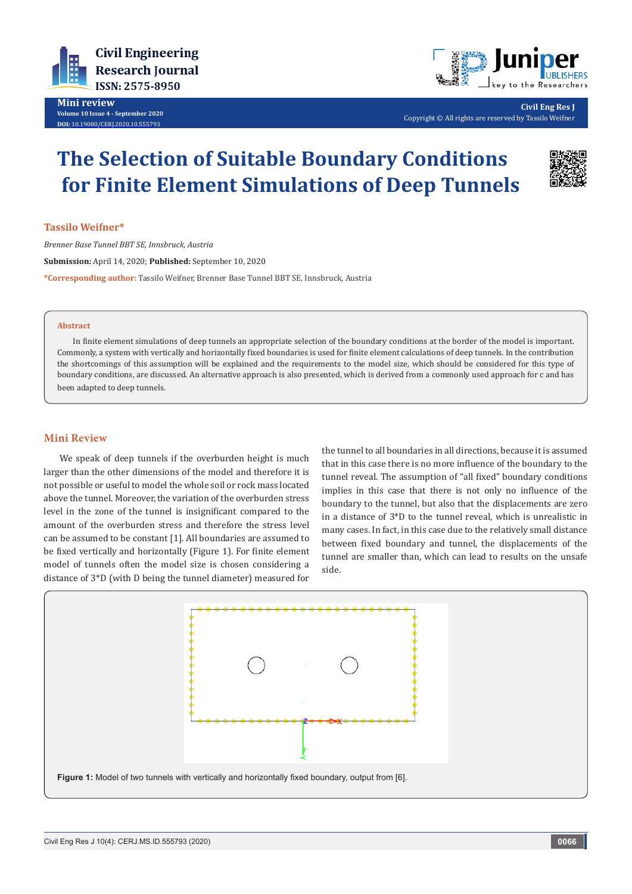Mini review

Volume 10 Issue 4 - September 2020

DOI: 10.19080/CERJ.2020.10.555793

Copyright © All rights are reserved by Tassilo Weifner

# The Selection of Suitable Boundary Conditions for Finite Element Simulations of Deep Tunnels

**Tassilo Weifner***

*Brenner Base Tunnel BBT SE, Innsbruck, Austria*

**Submission:** April 14, 2020; **Published:** September 10, 2020

***Corresponding author:** Tassilo Weifner, Brenner Base Tunnel BBT SE, Innsbruck, Austria

## Abstract

In finite element simulations of deep tunnels an appropriate selection of the boundary conditions at the border of the model is important. Commonly, a system with vertically and horizontally fixed boundaries is used for finite element calculations of deep tunnels. In the contribution the shortcomings of this assumption will be explained and the requirements to the model size, which should be considered for this type of boundary conditions, are discussed. An alternative approach is also presented, which is derived from a commonly used approach for c and has been adapted to deep tunnels.

## Mini Review

We speak of deep tunnels if the overburden height is much larger than the other dimensions of the model and therefore it is not possible or useful to model the whole soil or rock mass located above the tunnel. Moreover, the variation of the overburden stress level in the zone of the tunnel is insignificant compared to the amount of the overburden stress and therefore the stress level can be assumed to be constant [1]. All boundaries are assumed to be fixed vertically and horizontally (Figure 1). For finite element model of tunnels often the model size is chosen considering a distance of 3*D (with D being the tunnel diameter) measured for the tunnel to all boundaries in all directions, because it is assumed that in this case there is no more influence of the boundary to the tunnel reveal. The assumption of "all fixed" boundary conditions implies in this case that there is not only no influence of the boundary to the tunnel, but also that the displacements are zero in a distance of 3*D to the tunnel reveal, which is unrealistic in many cases. In fact, in this case due to the relatively small distance between fixed boundary and tunnel, the displacements of the tunnel are smaller than, which can lead to results on the unsafe side.

**Figure 1:** Model of two tunnels with vertically and horizontally fixed boundary, output from [6].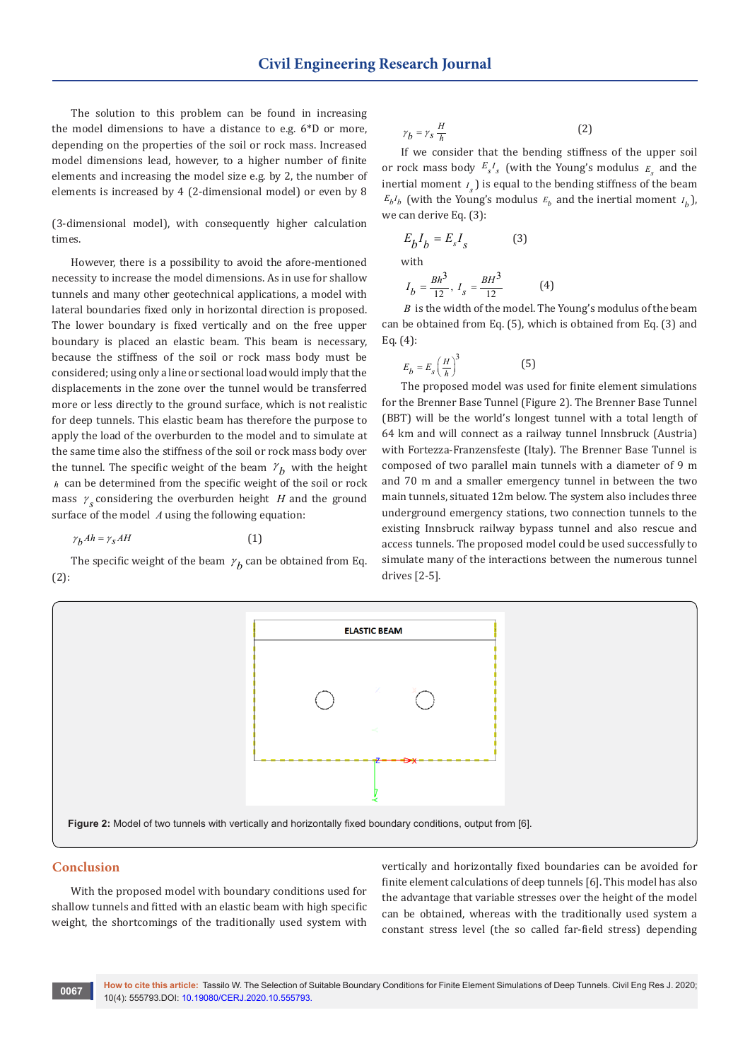The solution to this problem can be found in increasing the model dimensions to have a distance to e.g. 6*D or more, depending on the properties of the soil or rock mass. Increased model dimensions lead, however, to a higher number of finite elements and increasing the model size e.g. by 2, the number of elements is increased by 4 (2-dimensional model) or even by 8 (3-dimensional model), with consequently higher calculation times.

However, there is a possibility to avoid the afore-mentioned necessity to increase the model dimensions. As in use for shallow tunnels and many other geotechnical applications, a model with lateral boundaries fixed only in horizontal direction is proposed. The lower boundary is fixed vertically and on the free upper boundary is placed an elastic beam. This beam is necessary, because the stiffness of the soil or rock mass body must be considered; using only a line or sectional load would imply that the displacements in the zone over the tunnel would be transferred more or less directly to the ground surface, which is not realistic for deep tunnels. This elastic beam has therefore the purpose to apply the load of the overburden to the model and to simulate at the same time also the stiffness of the soil or rock mass body over the tunnel. The specific weight of the beam $\gamma_b$ with the height $h$ can be determined from the specific weight of the soil or rock mass $\gamma_s$ considering the overburden height $H$ and the ground surface of the model $A$ using the following equation:

$$\gamma_b A h = \gamma_s A H \qquad (1)$$

The specific weight of the beam $\gamma_b$ can be obtained from Eq. (2):

$$\gamma_b = \gamma_s \frac{H}{h} \qquad (2)$$

If we consider that the bending stiffness of the upper soil or rock mass body $E_s I_s$ (with the Young's modulus $E_s$ and the inertial moment $I_s$) is equal to the bending stiffness of the beam $E_b I_b$ (with the Young's modulus $E_b$ and the inertial moment $I_b$), we can derive Eq. (3):

$$E_b I_b = E_s I_s \qquad (3)$$

with

$$I_b = \frac{Bh^3}{12},\; I_s = \frac{BH^3}{12} \qquad (4)$$

$B$ is the width of the model. The Young's modulus of the beam can be obtained from Eq. (5), which is obtained from Eq. (3) and Eq. (4):

$$E_b = E_s \left(\frac{H}{h}\right)^3 \qquad (5)$$

The proposed model was used for finite element simulations for the Brenner Base Tunnel (Figure 2). The Brenner Base Tunnel (BBT) will be the world's longest tunnel with a total length of 64 km and will connect as a railway tunnel Innsbruck (Austria) with Fortezza-Franzensfeste (Italy). The Brenner Base Tunnel is composed of two parallel main tunnels with a diameter of 9 m and with 70 m and a smaller emergency tunnel in between the two main tunnels, situated 12m below. The system also includes three underground emergency stations, two connection tunnels to the existing Innsbruck railway bypass tunnel and also rescue and access tunnels. The proposed model could be used successfully to simulate many of the interactions between the numerous tunnel drives [2-5].

ELASTIC BEAM

**Figure 2:** Model of two tunnels with vertically and horizontally fixed boundary conditions, output from [6].

## Conclusion

With the proposed model with boundary conditions used for shallow tunnels and fitted with an elastic beam with high specific weight, the shortcomings of the traditionally used system with vertically and horizontally fixed boundaries can be avoided for finite element calculations of deep tunnels [6]. This model has also the advantage that variable stresses over the height of the model can be obtained, whereas with the traditionally used system a constant stress level (the so called far-field stress) depending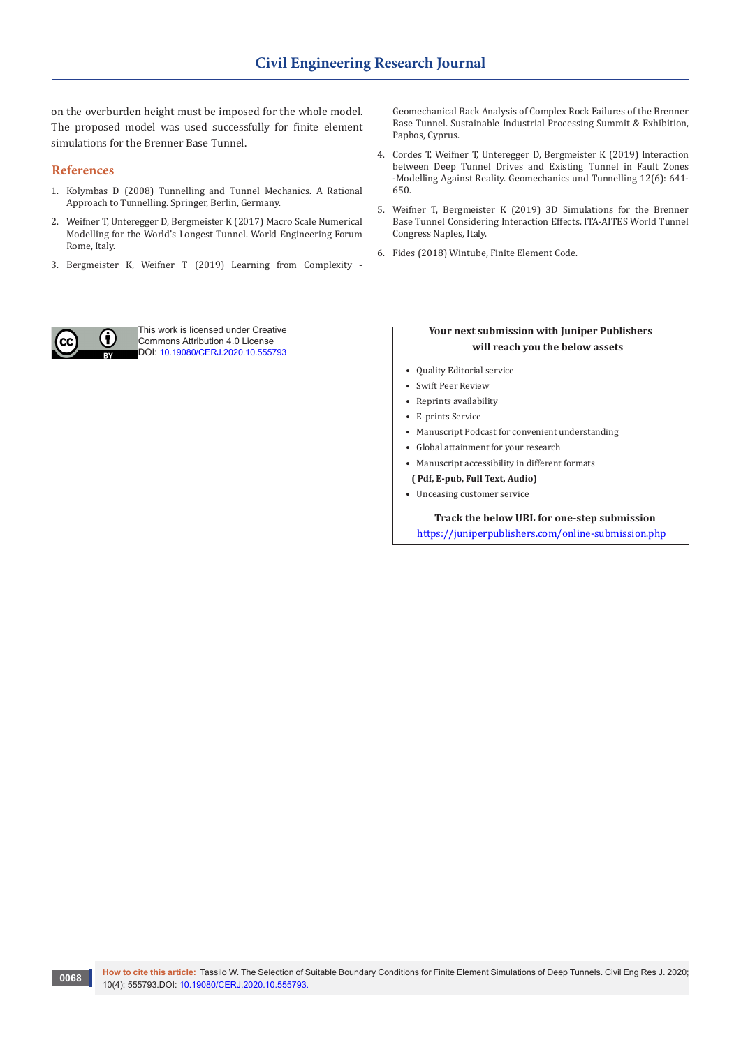on the overburden height must be imposed for the whole model. The proposed model was used successfully for finite element simulations for the Brenner Base Tunnel.

## References

1. Kolymbas D (2008) Tunnelling and Tunnel Mechanics. A Rational Approach to Tunnelling. Springer, Berlin, Germany.
2. Weifner T, Unteregger D, Bergmeister K (2017) Macro Scale Numerical Modelling for the World's Longest Tunnel. World Engineering Forum Rome, Italy.
3. Bergmeister K, Weifner T (2019) Learning from Complexity - Geomechanical Back Analysis of Complex Rock Failures of the Brenner Base Tunnel. Sustainable Industrial Processing Summit & Exhibition, Paphos, Cyprus.
4. Cordes T, Weifner T, Unteregger D, Bergmeister K (2019) Interaction between Deep Tunnel Drives and Existing Tunnel in Fault Zones -Modelling Against Reality. Geomechanics und Tunnelling 12(6): 641-650.
5. Weifner T, Bergmeister K (2019) 3D Simulations for the Brenner Base Tunnel Considering Interaction Effects. ITA-AITES World Tunnel Congress Naples, Italy.
6. Fides (2018) Wintube, Finite Element Code.

This work is licensed under Creative Commons Attribution 4.0 License
DOI: 10.19080/CERJ.2020.10.555793

**Your next submission with Juniper Publishers will reach you the below assets**

- Quality Editorial service
- Swift Peer Review
- Reprints availability
- E-prints Service
- Manuscript Podcast for convenient understanding
- Global attainment for your research
- Manuscript accessibility in different formats

**( Pdf, E-pub, Full Text, Audio)**

- Unceasing customer service

**Track the below URL for one-step submission**

https://juniperpublishers.com/online-submission.php

**How to cite this article:** Tassilo W. The Selection of Suitable Boundary Conditions for Finite Element Simulations of Deep Tunnels. Civil Eng Res J. 2020; 10(4): 555793.DOI: 10.19080/CERJ.2020.10.555793.